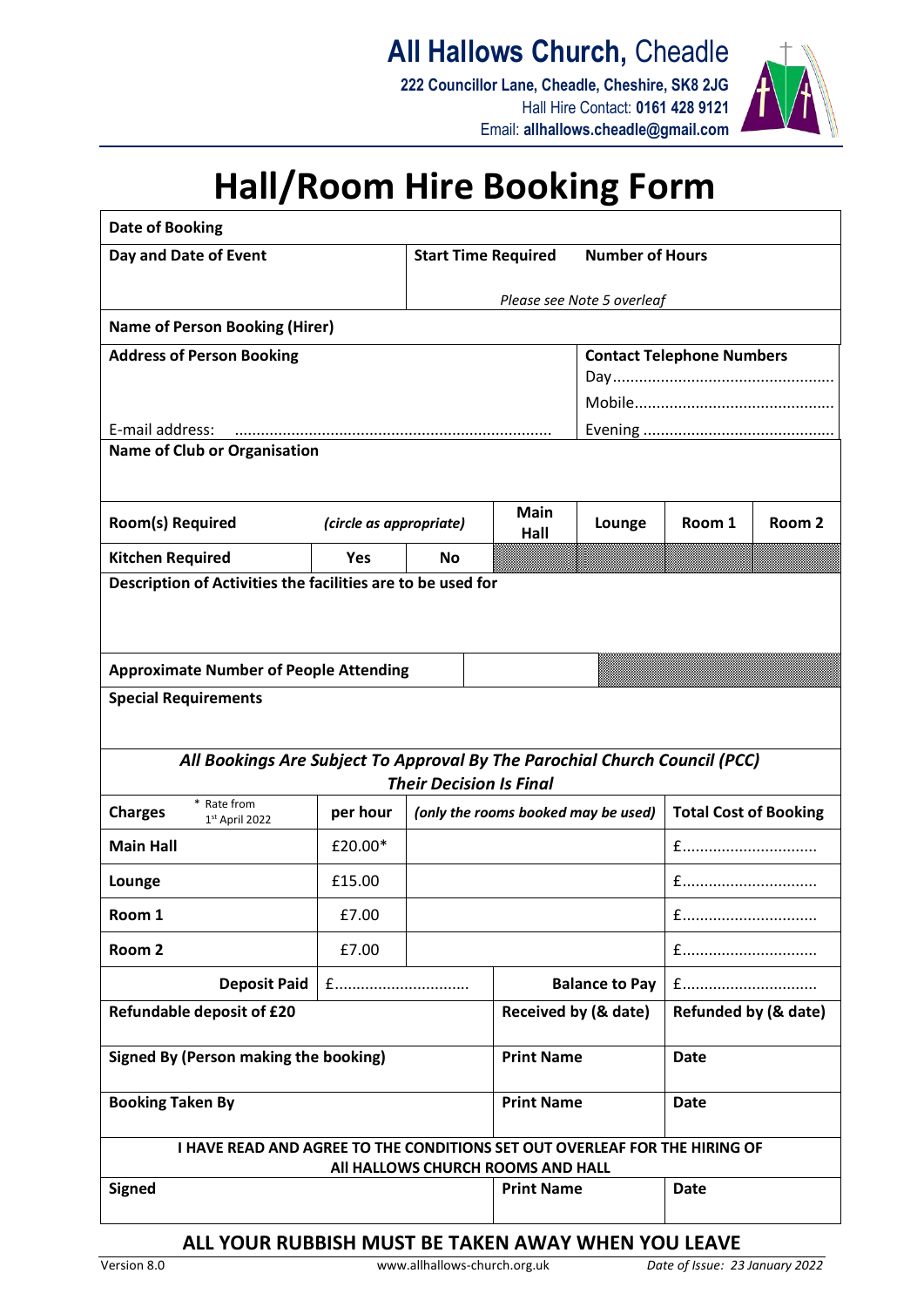# All Hallows Church, Cheadle

**222 Councillor Lane, Cheadle, Cheshire, SK8 2JG**
Hall Hire Contact: **0161 428 9121**
Email: **allhallows.cheadle@gmail.com**

# Hall/Room Hire Booking Form

| | | | | | | |
|---|---|---|---|---|---|---|
| **Date of Booking** | | | | | | |
| **Day and Date of Event** | | **Start Time Required** | | **Number of Hours** | | |
| | | *Please see Note 5 overleaf* | | | | |
| **Name of Person Booking (Hirer)** | | | | | | |
| **Address of Person Booking** | | | | **Contact Telephone Numbers** | | |
| | | | | Day................................................... | | |
| | | | | Mobile.............................................. | | |
| E-mail address: ........................................................................ | | | | Evening ............................................ | | |
| **Name of Club or Organisation** | | | | | | |
| **Room(s) Required** | *(circle as appropriate)* | | **Main Hall** | **Lounge** | **Room 1** | **Room 2** |
| **Kitchen Required** | **Yes** | **No** | | | | |
| **Description of Activities the facilities are to be used for** | | | | | | |
| **Approximate Number of People Attending** | | | | | | |
| **Special Requirements** | | | | | | |

***All Bookings Are Subject To Approval By The Parochial Church Council (PCC)***
***Their Decision Is Final***

| **Charges** (* Rate from 1st April 2022) | **per hour** | *(only the rooms booked may be used)* | | **Total Cost of Booking** |
|---|---|---|---|---|
| **Main Hall** | £20.00* | | | £.............................. |
| **Lounge** | £15.00 | | | £.............................. |
| **Room 1** | £7.00 | | | £.............................. |
| **Room 2** | £7.00 | | | £.............................. |
| **Deposit Paid** | £.............................. | | **Balance to Pay** | £.............................. |
| **Refundable deposit of £20** | | | **Received by (& date)** | **Refunded by (& date)** |
| **Signed By (Person making the booking)** | | | **Print Name** | **Date** |
| **Booking Taken By** | | | **Print Name** | **Date** |

**I HAVE READ AND AGREE TO THE CONDITIONS SET OUT OVERLEAF FOR THE HIRING OF All HALLOWS CHURCH ROOMS AND HALL**

| **Signed** | **Print Name** | **Date** |
|---|---|---|
| | | |

**ALL YOUR RUBBISH MUST BE TAKEN AWAY WHEN YOU LEAVE**

Version 8.0 | www.allhallows-church.org.uk | *Date of Issue: 23 January 2022*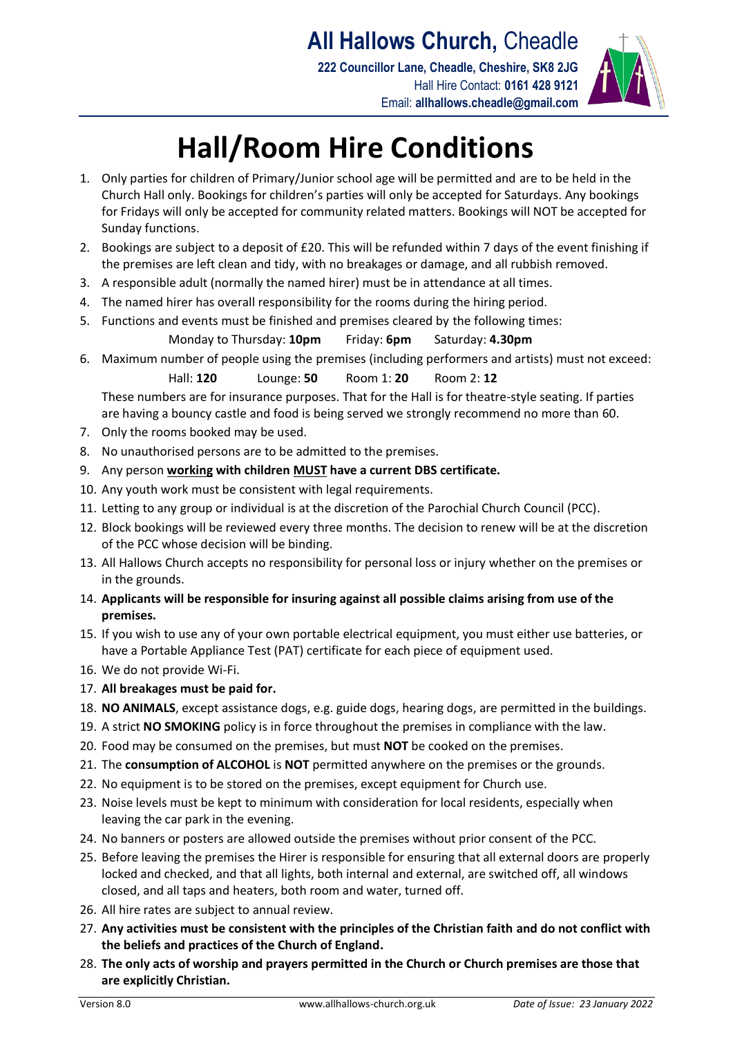**All Hallows Church,** Cheadle

**222 Councillor Lane, Cheadle, Cheshire, SK8 2JG**
Hall Hire Contact: **0161 428 9121**
Email: **allhallows.cheadle@gmail.com**

# Hall/Room Hire Conditions

1. Only parties for children of Primary/Junior school age will be permitted and are to be held in the Church Hall only. Bookings for children's parties will only be accepted for Saturdays. Any bookings for Fridays will only be accepted for community related matters. Bookings will NOT be accepted for Sunday functions.
2. Bookings are subject to a deposit of £20. This will be refunded within 7 days of the event finishing if the premises are left clean and tidy, with no breakages or damage, and all rubbish removed.
3. A responsible adult (normally the named hirer) must be in attendance at all times.
4. The named hirer has overall responsibility for the rooms during the hiring period.
5. Functions and events must be finished and premises cleared by the following times:

   Monday to Thursday: **10pm** Friday: **6pm** Saturday: **4.30pm**
6. Maximum number of people using the premises (including performers and artists) must not exceed:

   Hall: **120** Lounge: **50** Room 1: **20** Room 2: **12**

   These numbers are for insurance purposes. That for the Hall is for theatre-style seating. If parties are having a bouncy castle and food is being served we strongly recommend no more than 60.
7. Only the rooms booked may be used.
8. No unauthorised persons are to be admitted to the premises.
9. Any person **working with children MUST have a current DBS certificate.**
10. Any youth work must be consistent with legal requirements.
11. Letting to any group or individual is at the discretion of the Parochial Church Council (PCC).
12. Block bookings will be reviewed every three months. The decision to renew will be at the discretion of the PCC whose decision will be binding.
13. All Hallows Church accepts no responsibility for personal loss or injury whether on the premises or in the grounds.
14. **Applicants will be responsible for insuring against all possible claims arising from use of the premises.**
15. If you wish to use any of your own portable electrical equipment, you must either use batteries, or have a Portable Appliance Test (PAT) certificate for each piece of equipment used.
16. We do not provide Wi-Fi.
17. **All breakages must be paid for.**
18. **NO ANIMALS**, except assistance dogs, e.g. guide dogs, hearing dogs, are permitted in the buildings.
19. A strict **NO SMOKING** policy is in force throughout the premises in compliance with the law.
20. Food may be consumed on the premises, but must **NOT** be cooked on the premises.
21. The **consumption of ALCOHOL** is **NOT** permitted anywhere on the premises or the grounds.
22. No equipment is to be stored on the premises, except equipment for Church use.
23. Noise levels must be kept to minimum with consideration for local residents, especially when leaving the car park in the evening.
24. No banners or posters are allowed outside the premises without prior consent of the PCC.
25. Before leaving the premises the Hirer is responsible for ensuring that all external doors are properly locked and checked, and that all lights, both internal and external, are switched off, all windows closed, and all taps and heaters, both room and water, turned off.
26. All hire rates are subject to annual review.
27. **Any activities must be consistent with the principles of the Christian faith and do not conflict with the beliefs and practices of the Church of England.**
28. **The only acts of worship and prayers permitted in the Church or Church premises are those that are explicitly Christian.**

Version 8.0 www.allhallows-church.org.uk *Date of Issue: 23 January 2022*